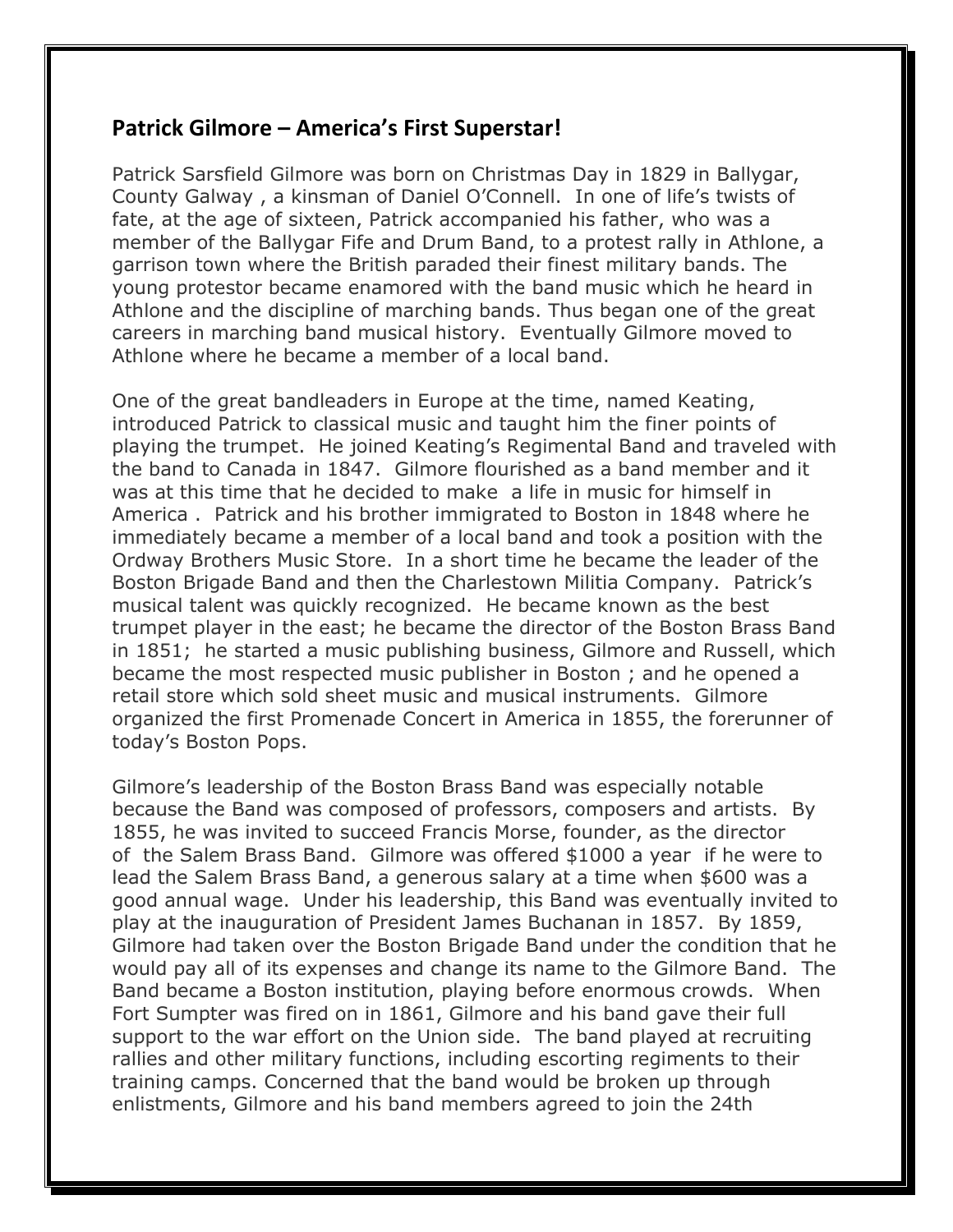## Patrick Gilmore – America's First Superstar!

Patrick Sarsfield Gilmore was born on Christmas Day in 1829 in Ballygar, County Galway , a kinsman of Daniel O'Connell. In one of life's twists of fate, at the age of sixteen, Patrick accompanied his father, who was a member of the Ballygar Fife and Drum Band, to a protest rally in Athlone, a garrison town where the British paraded their finest military bands. The young protestor became enamored with the band music which he heard in Athlone and the discipline of marching bands. Thus began one of the great careers in marching band musical history. Eventually Gilmore moved to Athlone where he became a member of a local band.

One of the great bandleaders in Europe at the time, named Keating, introduced Patrick to classical music and taught him the finer points of playing the trumpet. He joined Keating's Regimental Band and traveled with the band to Canada in 1847. Gilmore flourished as a band member and it was at this time that he decided to make a life in music for himself in America . Patrick and his brother immigrated to Boston in 1848 where he immediately became a member of a local band and took a position with the Ordway Brothers Music Store. In a short time he became the leader of the Boston Brigade Band and then the Charlestown Militia Company. Patrick's musical talent was quickly recognized. He became known as the best trumpet player in the east; he became the director of the Boston Brass Band in 1851; he started a music publishing business, Gilmore and Russell, which became the most respected music publisher in Boston ; and he opened a retail store which sold sheet music and musical instruments. Gilmore organized the first Promenade Concert in America in 1855, the forerunner of today's Boston Pops.

Gilmore's leadership of the Boston Brass Band was especially notable because the Band was composed of professors, composers and artists. By 1855, he was invited to succeed Francis Morse, founder, as the director of the Salem Brass Band. Gilmore was offered $1000 a year if he were to lead the Salem Brass Band, a generous salary at a time when $600 was a good annual wage. Under his leadership, this Band was eventually invited to play at the inauguration of President James Buchanan in 1857. By 1859, Gilmore had taken over the Boston Brigade Band under the condition that he would pay all of its expenses and change its name to the Gilmore Band. The Band became a Boston institution, playing before enormous crowds. When Fort Sumpter was fired on in 1861, Gilmore and his band gave their full support to the war effort on the Union side. The band played at recruiting rallies and other military functions, including escorting regiments to their training camps. Concerned that the band would be broken up through enlistments, Gilmore and his band members agreed to join the 24th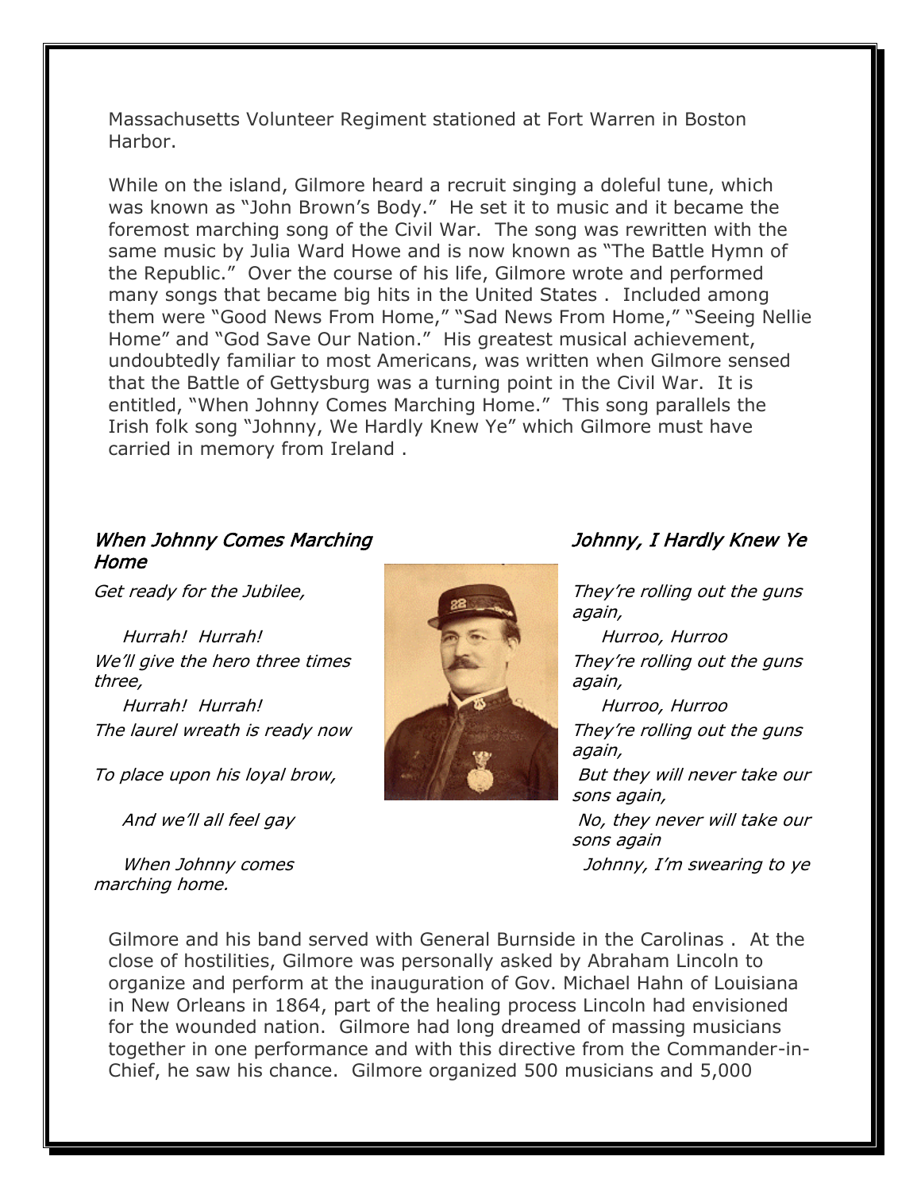Massachusetts Volunteer Regiment stationed at Fort Warren in Boston Harbor.

While on the island, Gilmore heard a recruit singing a doleful tune, which was known as "John Brown's Body." He set it to music and it became the foremost marching song of the Civil War. The song was rewritten with the same music by Julia Ward Howe and is now known as "The Battle Hymn of the Republic." Over the course of his life, Gilmore wrote and performed many songs that became big hits in the United States . Included among them were "Good News From Home," "Sad News From Home," "Seeing Nellie Home" and "God Save Our Nation." His greatest musical achievement, undoubtedly familiar to most Americans, was written when Gilmore sensed that the Battle of Gettysburg was a turning point in the Civil War. It is entitled, "When Johnny Comes Marching Home." This song parallels the Irish folk song "Johnny, We Hardly Knew Ye" which Gilmore must have carried in memory from Ireland .

### *When Johnny Comes Marching Home*

*Get ready for the Jubilee,*

*Hurrah! Hurrah!*

*We'll give the hero three times three,*

*Hurrah! Hurrah!*

*The laurel wreath is ready now*

*To place upon his loyal brow,*

*And we'll all feel gay*

*When Johnny comes marching home.*

### *Johnny, I Hardly Knew Ye*

*They're rolling out the guns again,*

*Hurroo, Hurroo*

*They're rolling out the guns again,*

*Hurroo, Hurroo*

*They're rolling out the guns again,*

*But they will never take our sons again,*

*No, they never will take our sons again*

*Johnny, I'm swearing to ye*

Gilmore and his band served with General Burnside in the Carolinas . At the close of hostilities, Gilmore was personally asked by Abraham Lincoln to organize and perform at the inauguration of Gov. Michael Hahn of Louisiana in New Orleans in 1864, part of the healing process Lincoln had envisioned for the wounded nation. Gilmore had long dreamed of massing musicians together in one performance and with this directive from the Commander-in-Chief, he saw his chance. Gilmore organized 500 musicians and 5,000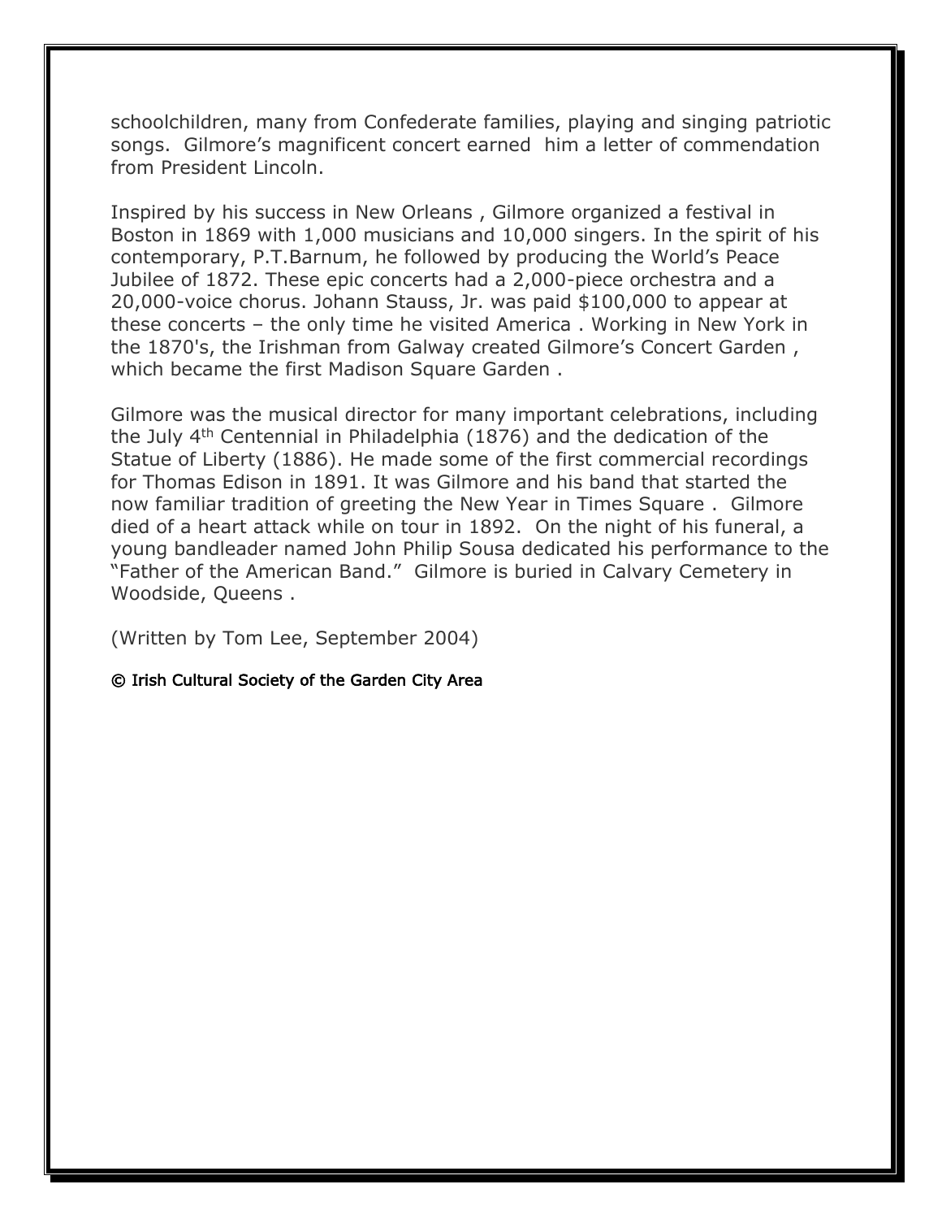schoolchildren, many from Confederate families, playing and singing patriotic songs. Gilmore's magnificent concert earned him a letter of commendation from President Lincoln.

Inspired by his success in New Orleans , Gilmore organized a festival in Boston in 1869 with 1,000 musicians and 10,000 singers. In the spirit of his contemporary, P.T.Barnum, he followed by producing the World's Peace Jubilee of 1872. These epic concerts had a 2,000-piece orchestra and a 20,000-voice chorus. Johann Stauss, Jr. was paid $100,000 to appear at these concerts – the only time he visited America . Working in New York in the 1870's, the Irishman from Galway created Gilmore's Concert Garden , which became the first Madison Square Garden .

Gilmore was the musical director for many important celebrations, including the July 4th Centennial in Philadelphia (1876) and the dedication of the Statue of Liberty (1886). He made some of the first commercial recordings for Thomas Edison in 1891. It was Gilmore and his band that started the now familiar tradition of greeting the New Year in Times Square . Gilmore died of a heart attack while on tour in 1892. On the night of his funeral, a young bandleader named John Philip Sousa dedicated his performance to the "Father of the American Band." Gilmore is buried in Calvary Cemetery in Woodside, Queens .

(Written by Tom Lee, September 2004)

© Irish Cultural Society of the Garden City Area